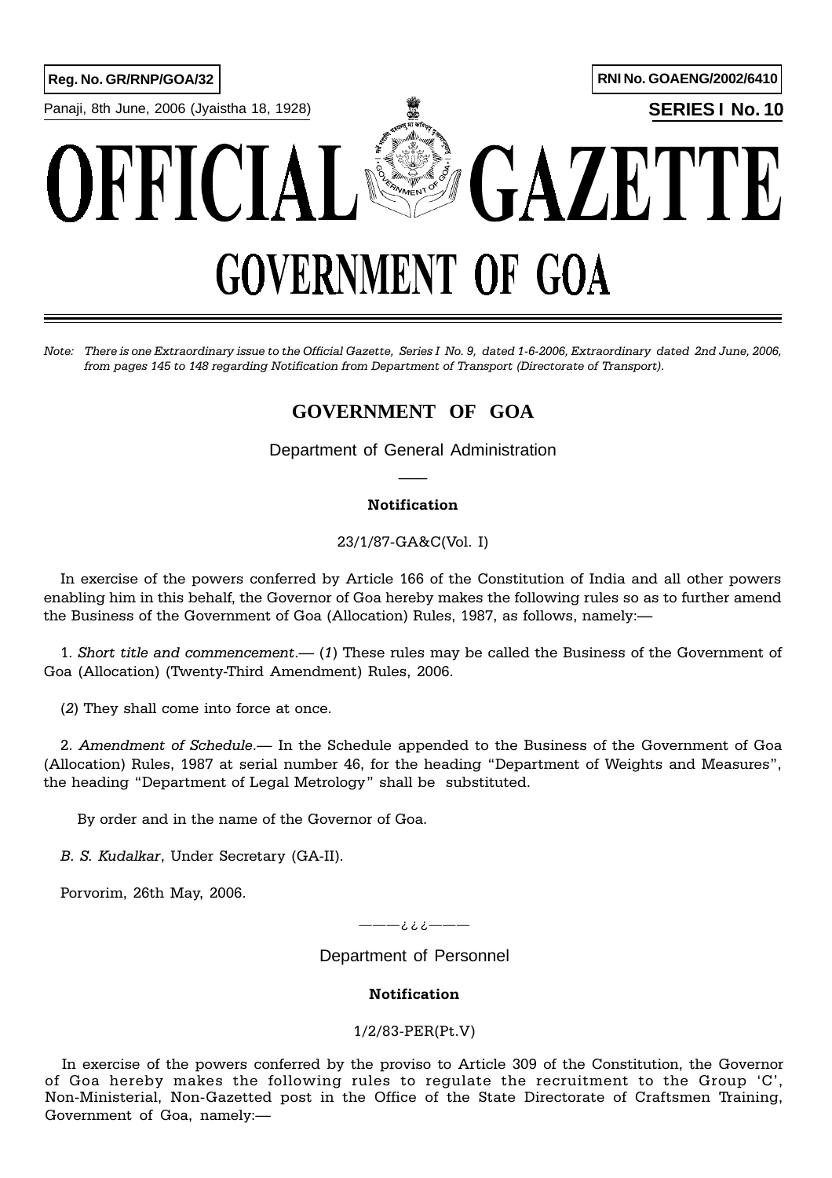Reg. No. GR/RNP/GOA/32

RNI No. GOAENG/2002/6410

Panaji, 8th June, 2006 (Jyaistha 18, 1928)

**SERIES I No. 10**

# OFFICIAL GAZETTE

# GOVERNMENT OF GOA

*Note: There is one Extraordinary issue to the Official Gazette, Series I No. 9, dated 1-6-2006, Extraordinary dated 2nd June, 2006, from pages 145 to 148 regarding Notification from Department of Transport (Directorate of Transport).*

## GOVERNMENT OF GOA

Department of General Administration

**Notification**

23/1/87-GA&C(Vol. I)

In exercise of the powers conferred by Article 166 of the Constitution of India and all other powers enabling him in this behalf, the Governor of Goa hereby makes the following rules so as to further amend the Business of the Government of Goa (Allocation) Rules, 1987, as follows, namely:—

1. *Short title and commencement*.— (*1*) These rules may be called the Business of the Government of Goa (Allocation) (Twenty-Third Amendment) Rules, 2006.

(*2*) They shall come into force at once.

2. *Amendment of Schedule*.— In the Schedule appended to the Business of the Government of Goa (Allocation) Rules, 1987 at serial number 46, for the heading "Department of Weights and Measures", the heading "Department of Legal Metrology" shall be substituted.

By order and in the name of the Governor of Goa.

*B. S. Kudalkar*, Under Secretary (GA-II).

Porvorim, 26th May, 2006.

———¿¿¿———

Department of Personnel

**Notification**

1/2/83-PER(Pt.V)

In exercise of the powers conferred by the proviso to Article 309 of the Constitution, the Governor of Goa hereby makes the following rules to regulate the recruitment to the Group 'C', Non-Ministerial, Non-Gazetted post in the Office of the State Directorate of Craftsmen Training, Government of Goa, namely:—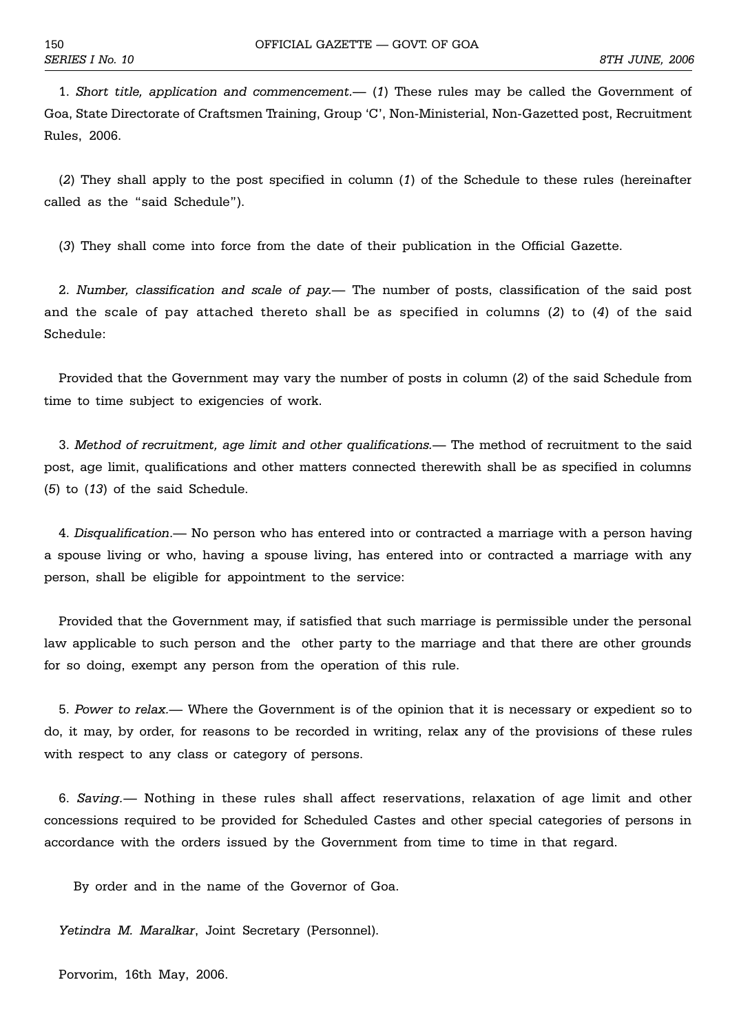1. *Short title, application and commencement.*— (*1*) These rules may be called the Government of Goa, State Directorate of Craftsmen Training, Group 'C', Non-Ministerial, Non-Gazetted post, Recruitment Rules, 2006.

(*2*) They shall apply to the post specified in column (*1*) of the Schedule to these rules (hereinafter called as the "said Schedule").

(*3*) They shall come into force from the date of their publication in the Official Gazette.

2. *Number, classification and scale of pay.*— The number of posts, classification of the said post and the scale of pay attached thereto shall be as specified in columns (*2*) to (*4*) of the said Schedule:

Provided that the Government may vary the number of posts in column (*2*) of the said Schedule from time to time subject to exigencies of work.

3. *Method of recruitment, age limit and other qualifications.*— The method of recruitment to the said post, age limit, qualifications and other matters connected therewith shall be as specified in columns (*5*) to (*13*) of the said Schedule.

4. *Disqualification*.— No person who has entered into or contracted a marriage with a person having a spouse living or who, having a spouse living, has entered into or contracted a marriage with any person, shall be eligible for appointment to the service:

Provided that the Government may, if satisfied that such marriage is permissible under the personal law applicable to such person and the other party to the marriage and that there are other grounds for so doing, exempt any person from the operation of this rule.

5. *Power to relax.*— Where the Government is of the opinion that it is necessary or expedient so to do, it may, by order, for reasons to be recorded in writing, relax any of the provisions of these rules with respect to any class or category of persons.

6. *Saving.*— Nothing in these rules shall affect reservations, relaxation of age limit and other concessions required to be provided for Scheduled Castes and other special categories of persons in accordance with the orders issued by the Government from time to time in that regard.

By order and in the name of the Governor of Goa.

*Yetindra M. Maralkar*, Joint Secretary (Personnel).

Porvorim, 16th May, 2006.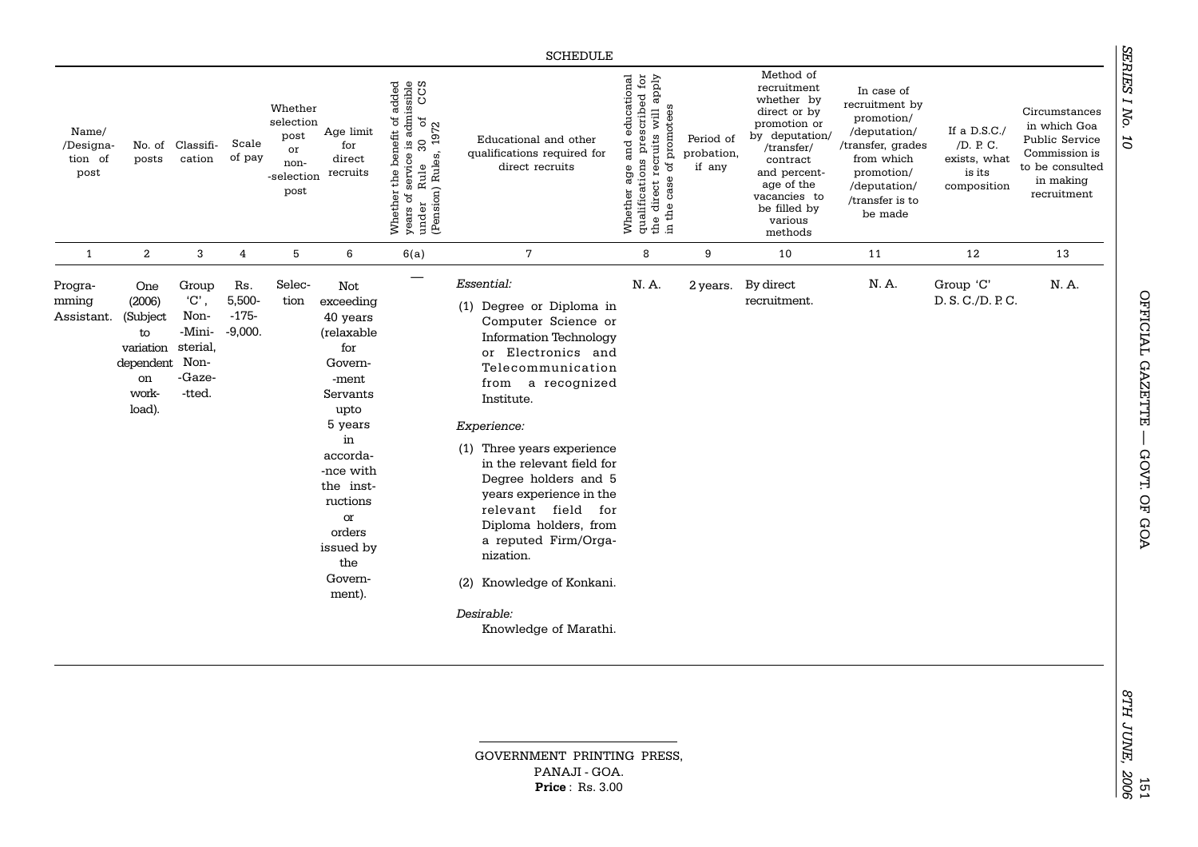SCHEDULE

| Name/ /Designation of post | No. of posts | Classification | Scale of pay | Whether selection post or non-selection post | Age limit for direct recruits | Whether the benefit of added years of service is admissible under Rule 30 of CCS (Pension) Rules, 1972 | Educational and other qualifications required for direct recruits | Whether age and educational qualifications prescribed for the direct recruits will apply in the case of promotees | Period of probation, if any | Method of recruitment whether by direct or by promotion or by deputation/ /transfer/ contract and percentage of the vacancies to be filled by various methods | In case of recruitment by promotion/ /deputation/ /transfer, grades from which promotion/ /deputation/ /transfer is to be made | If a D.S.C./ /D. P. C. exists, what is its composition | Circumstances in which Goa Public Service Commission is to be consulted in making recruitment |
|---|---|---|---|---|---|---|---|---|---|---|---|---|---|
| 1 | 2 | 3 | 4 | 5 | 6 | 6(a) | 7 | 8 | 9 | 10 | 11 | 12 | 13 |
| Programming Assistant. | One (2006) (Subject to variation dependent on work-load). | Group 'C', Non-Ministerial, Non-Gazetted. | Rs. 5,500-175-9,000. | Selection | Not exceeding 40 years (relaxable for Government Servants upto 5 years in accordance with the instructions or orders issued by the Government). | — | *Essential:* (1) Degree or Diploma in Computer Science or Information Technology or Electronics and Telecommunication from a recognized Institute. *Experience:* (1) Three years experience in the relevant field for Degree holders and 5 years experience in the relevant field for Diploma holders, from a reputed Firm/Organization. (2) Knowledge of Konkani. *Desirable:* Knowledge of Marathi. | N. A. | 2 years. | By direct recruitment. | N. A. | Group 'C' D. S. C./D. P. C. | N. A. |

GOVERNMENT PRINTING PRESS,
PANAJI - GOA.
**Price** : Rs. 3.00